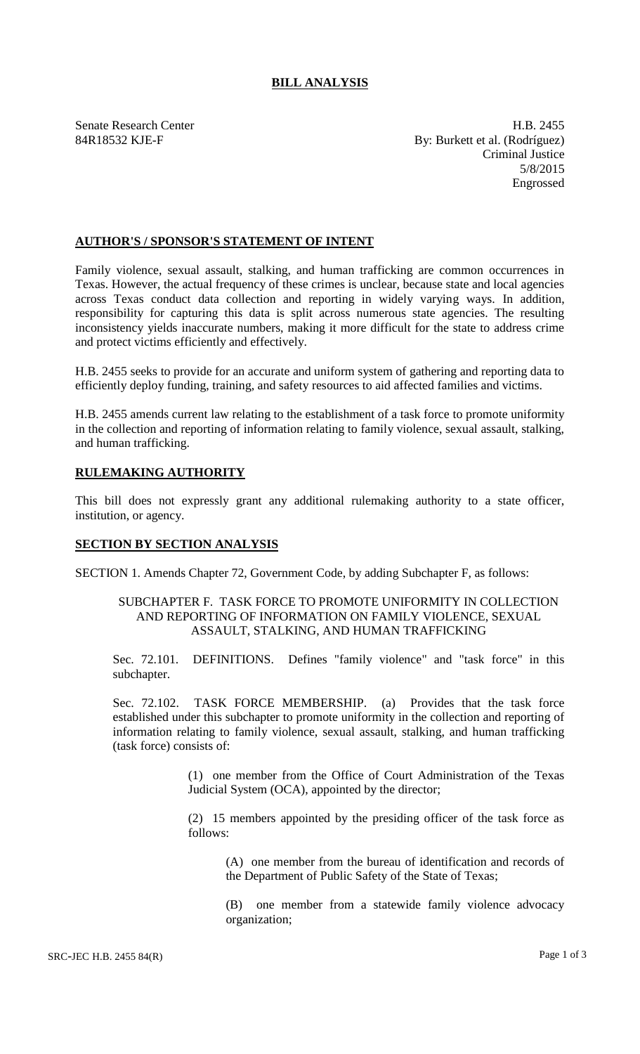# BILL ANALYSIS

Senate Research Center
84R18532 KJE-F

H.B. 2455
By: Burkett et al. (Rodríguez)
Criminal Justice
5/8/2015
Engrossed

## AUTHOR'S / SPONSOR'S STATEMENT OF INTENT

Family violence, sexual assault, stalking, and human trafficking are common occurrences in Texas. However, the actual frequency of these crimes is unclear, because state and local agencies across Texas conduct data collection and reporting in widely varying ways. In addition, responsibility for capturing this data is split across numerous state agencies. The resulting inconsistency yields inaccurate numbers, making it more difficult for the state to address crime and protect victims efficiently and effectively.

H.B. 2455 seeks to provide for an accurate and uniform system of gathering and reporting data to efficiently deploy funding, training, and safety resources to aid affected families and victims.

H.B. 2455 amends current law relating to the establishment of a task force to promote uniformity in the collection and reporting of information relating to family violence, sexual assault, stalking, and human trafficking.

## RULEMAKING AUTHORITY

This bill does not expressly grant any additional rulemaking authority to a state officer, institution, or agency.

## SECTION BY SECTION ANALYSIS

SECTION 1. Amends Chapter 72, Government Code, by adding Subchapter F, as follows:

SUBCHAPTER F. TASK FORCE TO PROMOTE UNIFORMITY IN COLLECTION AND REPORTING OF INFORMATION ON FAMILY VIOLENCE, SEXUAL ASSAULT, STALKING, AND HUMAN TRAFFICKING

Sec. 72.101. DEFINITIONS. Defines "family violence" and "task force" in this subchapter.

Sec. 72.102. TASK FORCE MEMBERSHIP. (a) Provides that the task force established under this subchapter to promote uniformity in the collection and reporting of information relating to family violence, sexual assault, stalking, and human trafficking (task force) consists of:

(1) one member from the Office of Court Administration of the Texas Judicial System (OCA), appointed by the director;

(2) 15 members appointed by the presiding officer of the task force as follows:

(A) one member from the bureau of identification and records of the Department of Public Safety of the State of Texas;

(B) one member from a statewide family violence advocacy organization;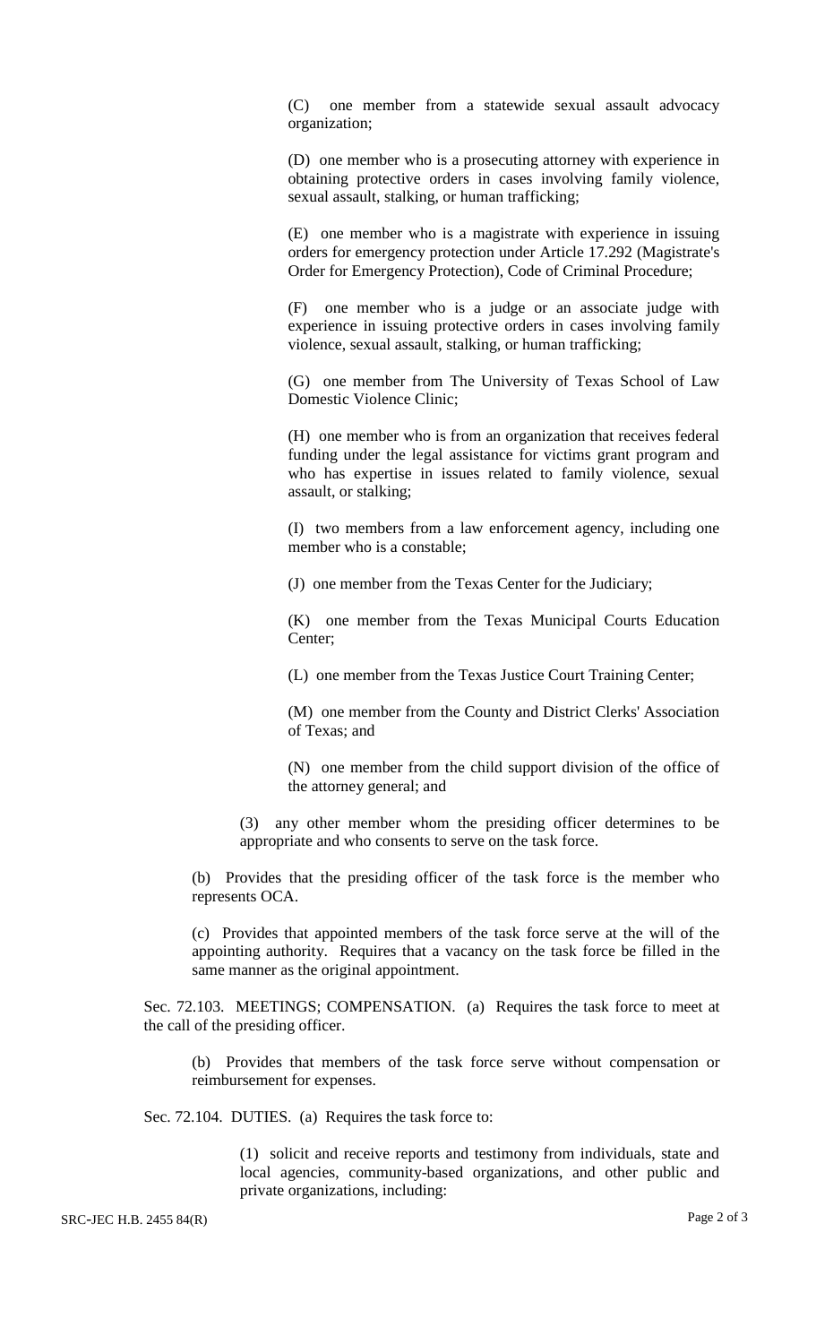(C) one member from a statewide sexual assault advocacy organization;

(D) one member who is a prosecuting attorney with experience in obtaining protective orders in cases involving family violence, sexual assault, stalking, or human trafficking;

(E) one member who is a magistrate with experience in issuing orders for emergency protection under Article 17.292 (Magistrate's Order for Emergency Protection), Code of Criminal Procedure;

(F) one member who is a judge or an associate judge with experience in issuing protective orders in cases involving family violence, sexual assault, stalking, or human trafficking;

(G) one member from The University of Texas School of Law Domestic Violence Clinic;

(H) one member who is from an organization that receives federal funding under the legal assistance for victims grant program and who has expertise in issues related to family violence, sexual assault, or stalking;

(I) two members from a law enforcement agency, including one member who is a constable;

(J) one member from the Texas Center for the Judiciary;

(K) one member from the Texas Municipal Courts Education Center;

(L) one member from the Texas Justice Court Training Center;

(M) one member from the County and District Clerks' Association of Texas; and

(N) one member from the child support division of the office of the attorney general; and

(3) any other member whom the presiding officer determines to be appropriate and who consents to serve on the task force.

(b) Provides that the presiding officer of the task force is the member who represents OCA.

(c) Provides that appointed members of the task force serve at the will of the appointing authority. Requires that a vacancy on the task force be filled in the same manner as the original appointment.

Sec. 72.103. MEETINGS; COMPENSATION. (a) Requires the task force to meet at the call of the presiding officer.

(b) Provides that members of the task force serve without compensation or reimbursement for expenses.

Sec. 72.104. DUTIES. (a) Requires the task force to:

(1) solicit and receive reports and testimony from individuals, state and local agencies, community-based organizations, and other public and private organizations, including: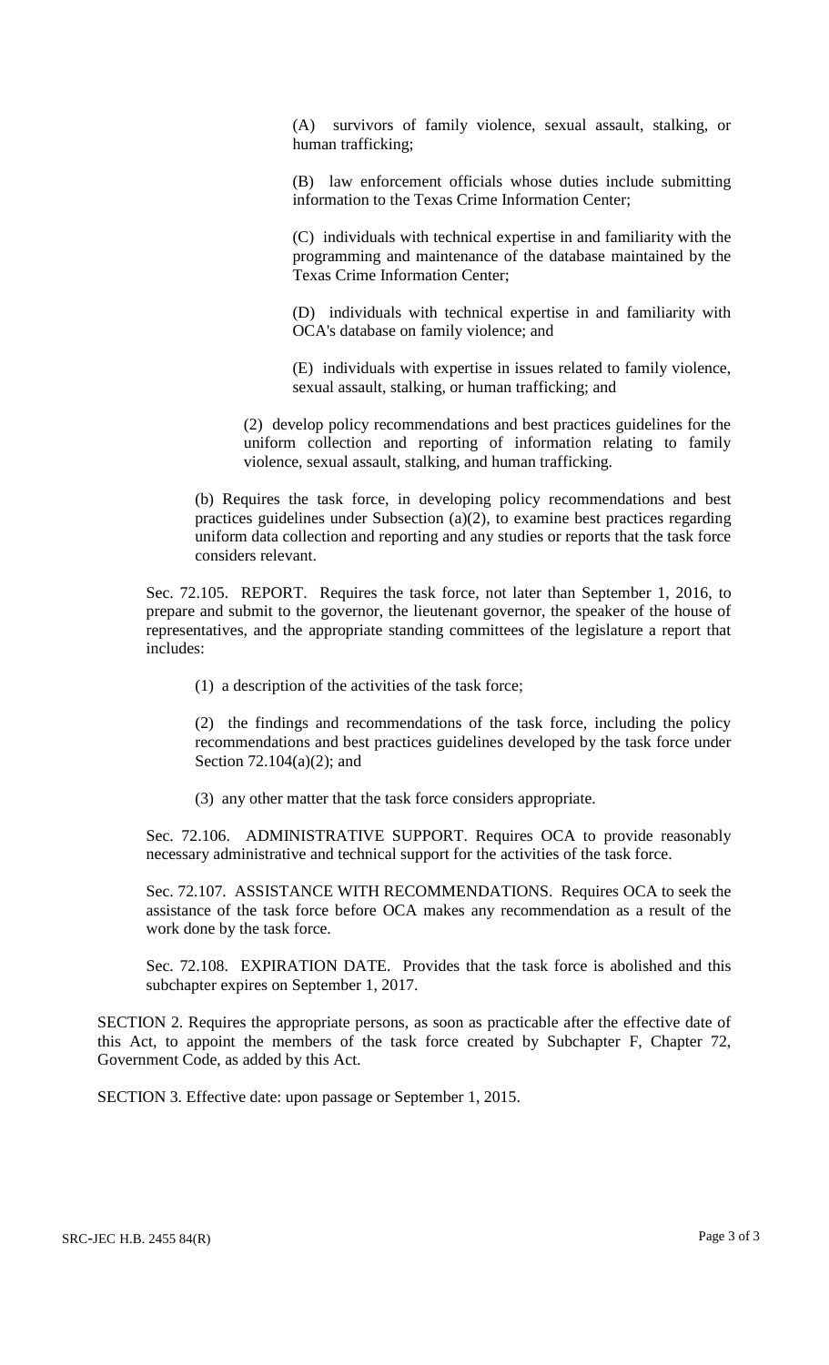(A) survivors of family violence, sexual assault, stalking, or human trafficking;

(B) law enforcement officials whose duties include submitting information to the Texas Crime Information Center;

(C) individuals with technical expertise in and familiarity with the programming and maintenance of the database maintained by the Texas Crime Information Center;

(D) individuals with technical expertise in and familiarity with OCA's database on family violence; and

(E) individuals with expertise in issues related to family violence, sexual assault, stalking, or human trafficking; and

(2) develop policy recommendations and best practices guidelines for the uniform collection and reporting of information relating to family violence, sexual assault, stalking, and human trafficking.

(b) Requires the task force, in developing policy recommendations and best practices guidelines under Subsection (a)(2), to examine best practices regarding uniform data collection and reporting and any studies or reports that the task force considers relevant.

Sec. 72.105. REPORT. Requires the task force, not later than September 1, 2016, to prepare and submit to the governor, the lieutenant governor, the speaker of the house of representatives, and the appropriate standing committees of the legislature a report that includes:

(1) a description of the activities of the task force;

(2) the findings and recommendations of the task force, including the policy recommendations and best practices guidelines developed by the task force under Section 72.104(a)(2); and

(3) any other matter that the task force considers appropriate.

Sec. 72.106. ADMINISTRATIVE SUPPORT. Requires OCA to provide reasonably necessary administrative and technical support for the activities of the task force.

Sec. 72.107. ASSISTANCE WITH RECOMMENDATIONS. Requires OCA to seek the assistance of the task force before OCA makes any recommendation as a result of the work done by the task force.

Sec. 72.108. EXPIRATION DATE. Provides that the task force is abolished and this subchapter expires on September 1, 2017.

SECTION 2. Requires the appropriate persons, as soon as practicable after the effective date of this Act, to appoint the members of the task force created by Subchapter F, Chapter 72, Government Code, as added by this Act.

SECTION 3. Effective date: upon passage or September 1, 2015.

SRC-JEC H.B. 2455 84(R)